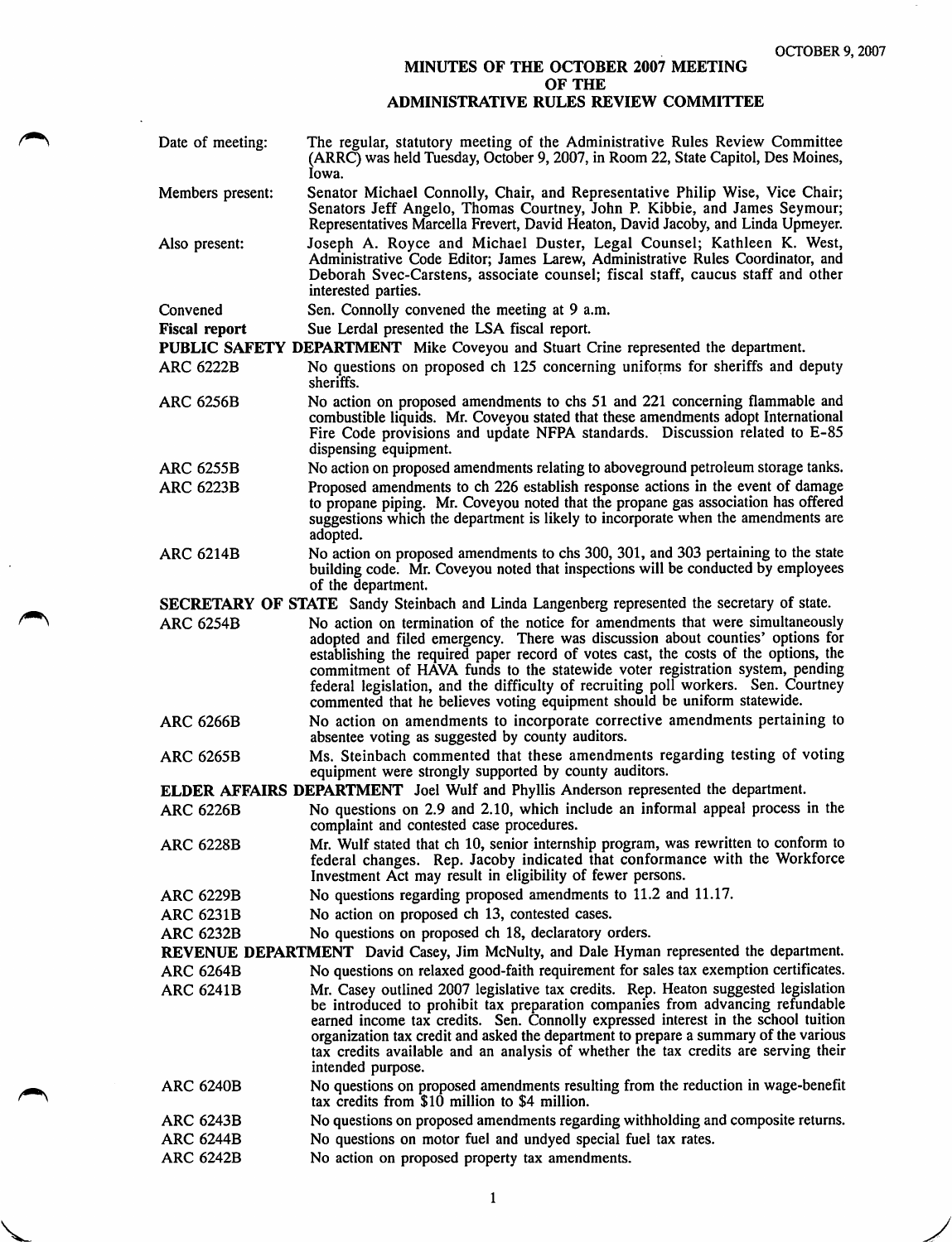OCTOBER 9, 2007

# MINUTES OF THE OCTOBER 2007 MEETING OF THE ADMINISTRATIVE RULES REVIEW COMMITTEE

**Date of meeting:** The regular, statutory meeting of the Administrative Rules Review Committee (ARRC) was held Tuesday, October 9, 2007, in Room 22, State Capitol, Des Moines, Iowa.

**Members present:** Senator Michael Connolly, Chair, and Representative Philip Wise, Vice Chair; Senators Jeff Angelo, Thomas Courtney, John P. Kibbie, and James Seymour; Representatives Marcella Frevert, David Heaton, David Jacoby, and Linda Upmeyer.

**Also present:** Joseph A. Royce and Michael Duster, Legal Counsel; Kathleen K. West, Administrative Code Editor; James Larew, Administrative Rules Coordinator, and Deborah Svec-Carstens, associate counsel; fiscal staff, caucus staff and other interested parties.

**Convened** Sen. Connolly convened the meeting at 9 a.m.

**Fiscal report** Sue Lerdal presented the LSA fiscal report.

**PUBLIC SAFETY DEPARTMENT** Mike Coveyou and Stuart Crine represented the department.

**ARC 6222B** No questions on proposed ch 125 concerning uniforms for sheriffs and deputy sheriffs.

**ARC 6256B** No action on proposed amendments to chs 51 and 221 concerning flammable and combustible liquids. Mr. Coveyou stated that these amendments adopt International Fire Code provisions and update NFPA standards. Discussion related to E-85 dispensing equipment.

**ARC 6255B** No action on proposed amendments relating to aboveground petroleum storage tanks.

**ARC 6223B** Proposed amendments to ch 226 establish response actions in the event of damage to propane piping. Mr. Coveyou noted that the propane gas association has offered suggestions which the department is likely to incorporate when the amendments are adopted.

**ARC 6214B** No action on proposed amendments to chs 300, 301, and 303 pertaining to the state building code. Mr. Coveyou noted that inspections will be conducted by employees of the department.

**SECRETARY OF STATE** Sandy Steinbach and Linda Langenberg represented the secretary of state.

**ARC 6254B** No action on termination of the notice for amendments that were simultaneously adopted and filed emergency. There was discussion about counties' options for establishing the required paper record of votes cast, the costs of the options, the commitment of HAVA funds to the statewide voter registration system, pending federal legislation, and the difficulty of recruiting poll workers. Sen. Courtney commented that he believes voting equipment should be uniform statewide.

**ARC 6266B** No action on amendments to incorporate corrective amendments pertaining to absentee voting as suggested by county auditors.

**ARC 6265B** Ms. Steinbach commented that these amendments regarding testing of voting equipment were strongly supported by county auditors.

**ELDER AFFAIRS DEPARTMENT** Joel Wulf and Phyllis Anderson represented the department.

**ARC 6226B** No questions on 2.9 and 2.10, which include an informal appeal process in the complaint and contested case procedures.

**ARC 6228B** Mr. Wulf stated that ch 10, senior internship program, was rewritten to conform to federal changes. Rep. Jacoby indicated that conformance with the Workforce Investment Act may result in eligibility of fewer persons.

**ARC 6229B** No questions regarding proposed amendments to 11.2 and 11.17.

**ARC 6231B** No action on proposed ch 13, contested cases.

**ARC 6232B** No questions on proposed ch 18, declaratory orders.

**REVENUE DEPARTMENT** David Casey, Jim McNulty, and Dale Hyman represented the department.

**ARC 6264B** No questions on relaxed good-faith requirement for sales tax exemption certificates.

**ARC 6241B** Mr. Casey outlined 2007 legislative tax credits. Rep. Heaton suggested legislation be introduced to prohibit tax preparation companies from advancing refundable earned income tax credits. Sen. Connolly expressed interest in the school tuition organization tax credit and asked the department to prepare a summary of the various tax credits available and an analysis of whether the tax credits are serving their intended purpose.

**ARC 6240B** No questions on proposed amendments resulting from the reduction in wage-benefit tax credits from $10 million to $4 million.

**ARC 6243B** No questions on proposed amendments regarding withholding and composite returns.

**ARC 6244B** No questions on motor fuel and undyed special fuel tax rates.

**ARC 6242B** No action on proposed property tax amendments.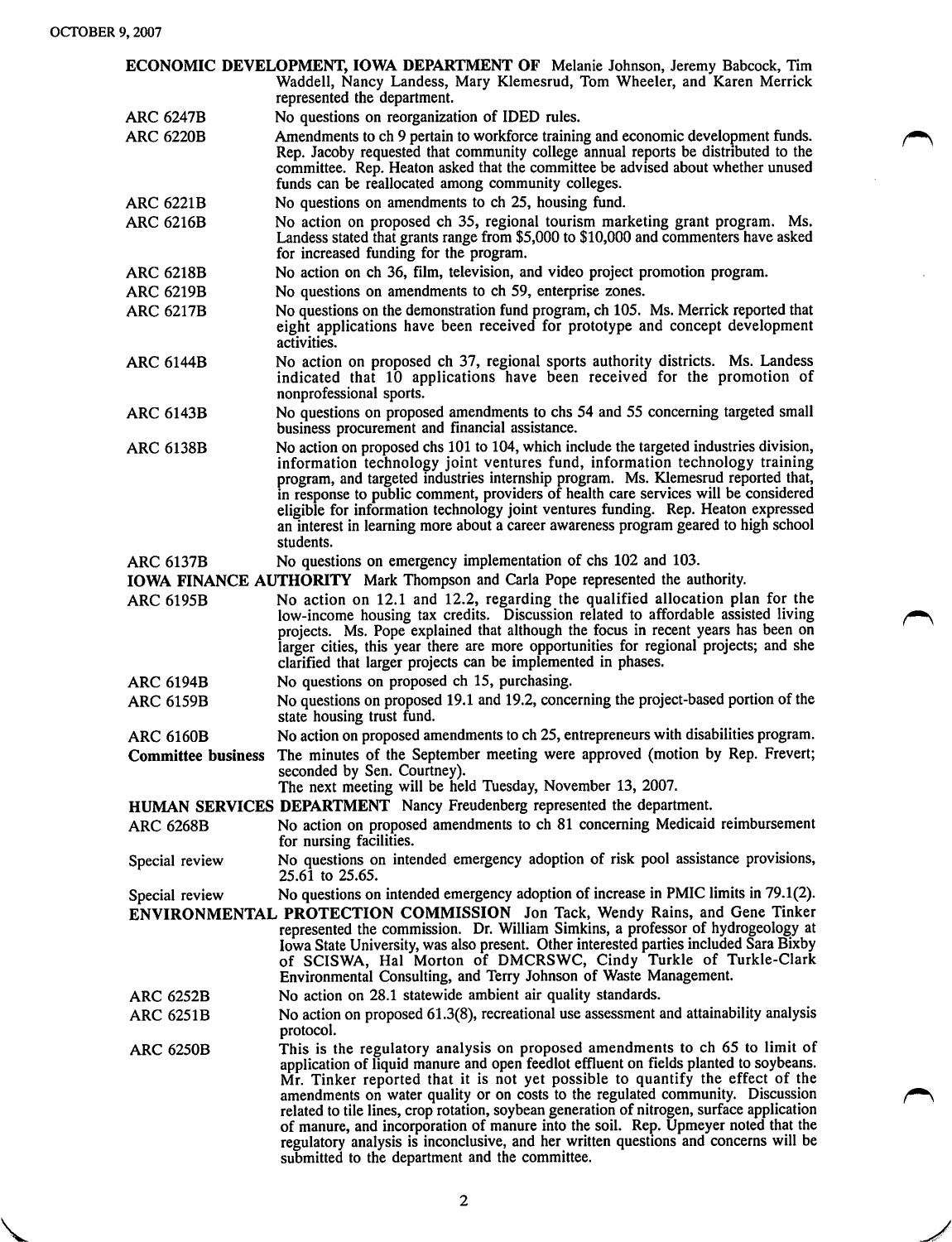**ECONOMIC DEVELOPMENT, IOWA DEPARTMENT OF** Melanie Johnson, Jeremy Babcock, Tim Waddell, Nancy Landess, Mary Klemesrud, Tom Wheeler, and Karen Merrick represented the department.

ARC 6247B — No questions on reorganization of IDED rules.

ARC 6220B — Amendments to ch 9 pertain to workforce training and economic development funds. Rep. Jacoby requested that community college annual reports be distributed to the committee. Rep. Heaton asked that the committee be advised about whether unused funds can be reallocated among community colleges.

ARC 6221B — No questions on amendments to ch 25, housing fund.

ARC 6216B — No action on proposed ch 35, regional tourism marketing grant program. Ms. Landess stated that grants range from $5,000 to $10,000 and commenters have asked for increased funding for the program.

ARC 6218B — No action on ch 36, film, television, and video project promotion program.

ARC 6219B — No questions on amendments to ch 59, enterprise zones.

ARC 6217B — No questions on the demonstration fund program, ch 105. Ms. Merrick reported that eight applications have been received for prototype and concept development activities.

ARC 6144B — No action on proposed ch 37, regional sports authority districts. Ms. Landess indicated that 10 applications have been received for the promotion of nonprofessional sports.

ARC 6143B — No questions on proposed amendments to chs 54 and 55 concerning targeted small business procurement and financial assistance.

ARC 6138B — No action on proposed chs 101 to 104, which include the targeted industries division, information technology joint ventures fund, information technology training program, and targeted industries internship program. Ms. Klemesrud reported that, in response to public comment, providers of health care services will be considered eligible for information technology joint ventures funding. Rep. Heaton expressed an interest in learning more about a career awareness program geared to high school students.

ARC 6137B — No questions on emergency implementation of chs 102 and 103.

**IOWA FINANCE AUTHORITY** Mark Thompson and Carla Pope represented the authority.

ARC 6195B — No action on 12.1 and 12.2, regarding the qualified allocation plan for the low-income housing tax credits. Discussion related to affordable assisted living projects. Ms. Pope explained that although the focus in recent years has been on larger cities, this year there are more opportunities for regional projects; and she clarified that larger projects can be implemented in phases.

ARC 6194B — No questions on proposed ch 15, purchasing.

ARC 6159B — No questions on proposed 19.1 and 19.2, concerning the project-based portion of the state housing trust fund.

ARC 6160B — No action on proposed amendments to ch 25, entrepreneurs with disabilities program.

**Committee business** — The minutes of the September meeting were approved (motion by Rep. Frevert; seconded by Sen. Courtney).
The next meeting will be held Tuesday, November 13, 2007.

**HUMAN SERVICES DEPARTMENT** Nancy Freudenberg represented the department.

ARC 6268B — No action on proposed amendments to ch 81 concerning Medicaid reimbursement for nursing facilities.

Special review — No questions on intended emergency adoption of risk pool assistance provisions, 25.61 to 25.65.

Special review — No questions on intended emergency adoption of increase in PMIC limits in 79.1(2).

**ENVIRONMENTAL PROTECTION COMMISSION** Jon Tack, Wendy Rains, and Gene Tinker represented the commission. Dr. William Simkins, a professor of hydrogeology at Iowa State University, was also present. Other interested parties included Sara Bixby of SCISWA, Hal Morton of DMCRSWC, Cindy Turkle of Turkle-Clark Environmental Consulting, and Terry Johnson of Waste Management.

ARC 6252B — No action on 28.1 statewide ambient air quality standards.

ARC 6251B — No action on proposed 61.3(8), recreational use assessment and attainability analysis protocol.

ARC 6250B — This is the regulatory analysis on proposed amendments to ch 65 to limit of application of liquid manure and open feedlot effluent on fields planted to soybeans. Mr. Tinker reported that it is not yet possible to quantify the effect of the amendments on water quality or on costs to the regulated community. Discussion related to tile lines, crop rotation, soybean generation of nitrogen, surface application of manure, and incorporation of manure into the soil. Rep. Upmeyer noted that the regulatory analysis is inconclusive, and her written questions and concerns will be submitted to the department and the committee.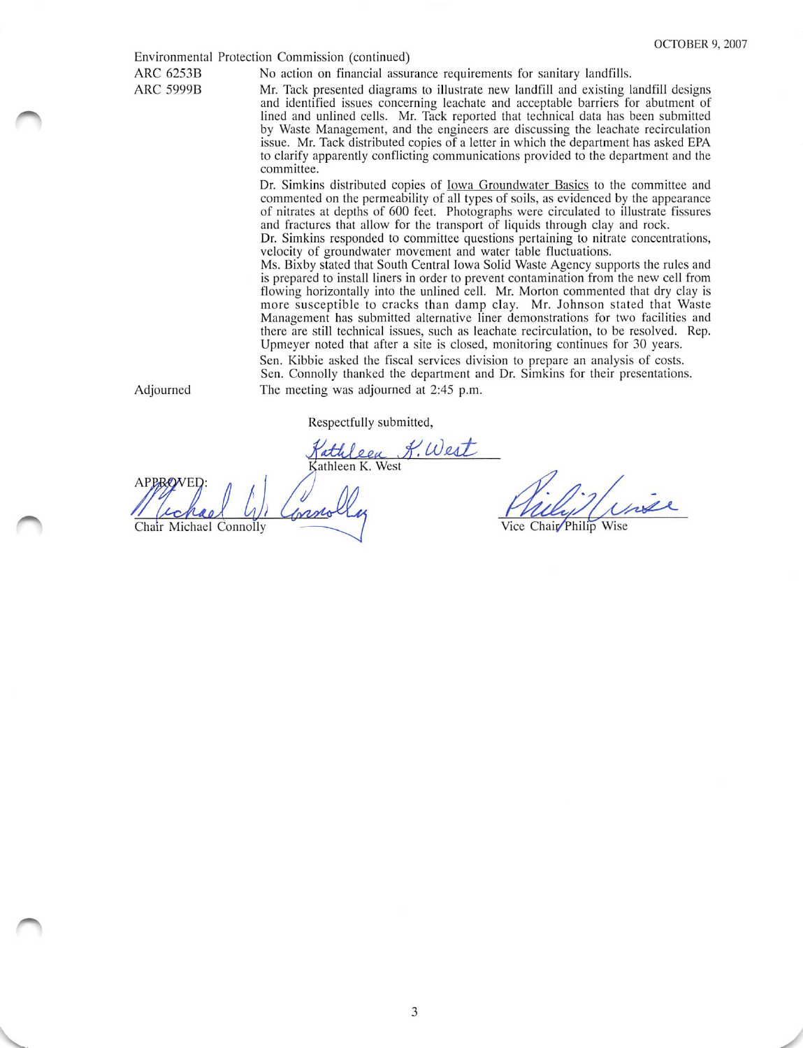Environmental Protection Commission (continued)

| | |
|---|---|
| ARC 6253B | No action on financial assurance requirements for sanitary landfills. |
| ARC 5999B | Mr. Tack presented diagrams to illustrate new landfill and existing landfill designs and identified issues concerning leachate and acceptable barriers for abutment of lined and unlined cells. Mr. Tack reported that technical data has been submitted by Waste Management, and the engineers are discussing the leachate recirculation issue. Mr. Tack distributed copies of a letter in which the department has asked EPA to clarify apparently conflicting communications provided to the department and the committee. |

Dr. Simkins distributed copies of Iowa Groundwater Basics to the committee and commented on the permeability of all types of soils, as evidenced by the appearance of nitrates at depths of 600 feet. Photographs were circulated to illustrate fissures and fractures that allow for the transport of liquids through clay and rock.

Dr. Simkins responded to committee questions pertaining to nitrate concentrations, velocity of groundwater movement and water table fluctuations.

Ms. Bixby stated that South Central Iowa Solid Waste Agency supports the rules and is prepared to install liners in order to prevent contamination from the new cell from flowing horizontally into the unlined cell. Mr. Morton commented that dry clay is more susceptible to cracks than damp clay. Mr. Johnson stated that Waste Management has submitted alternative liner demonstrations for two facilities and there are still technical issues, such as leachate recirculation, to be resolved. Rep. Upmeyer noted that after a site is closed, monitoring continues for 30 years.

Sen. Kibbie asked the fiscal services division to prepare an analysis of costs.

Sen. Connolly thanked the department and Dr. Simkins for their presentations.

Adjourned — The meeting was adjourned at 2:45 p.m.

Respectfully submitted,

Kathleen K. West

APPROVED:

Chair Michael Connolly

Vice Chair Philip Wise